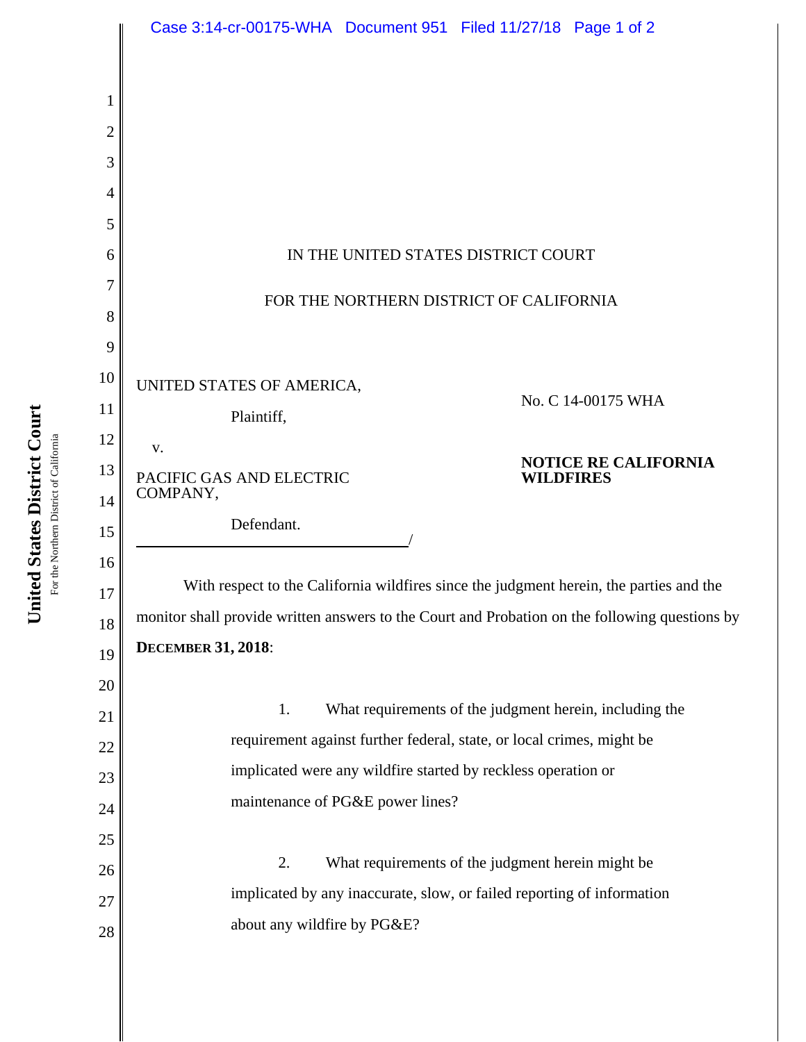IN THE UNITED STATES DISTRICT COURT

FOR THE NORTHERN DISTRICT OF CALIFORNIA

UNITED STATES OF AMERICA,

Plaintiff,

v.

PACIFIC GAS AND ELECTRIC COMPANY,

Defendant.

No. C 14-00175 WHA

**NOTICE RE CALIFORNIA WILDFIRES**

With respect to the California wildfires since the judgment herein, the parties and the monitor shall provide written answers to the Court and Probation on the following questions by **DECEMBER 31, 2018**:

1. What requirements of the judgment herein, including the requirement against further federal, state, or local crimes, might be implicated were any wildfire started by reckless operation or maintenance of PG&E power lines?

2. What requirements of the judgment herein might be implicated by any inaccurate, slow, or failed reporting of information about any wildfire by PG&E?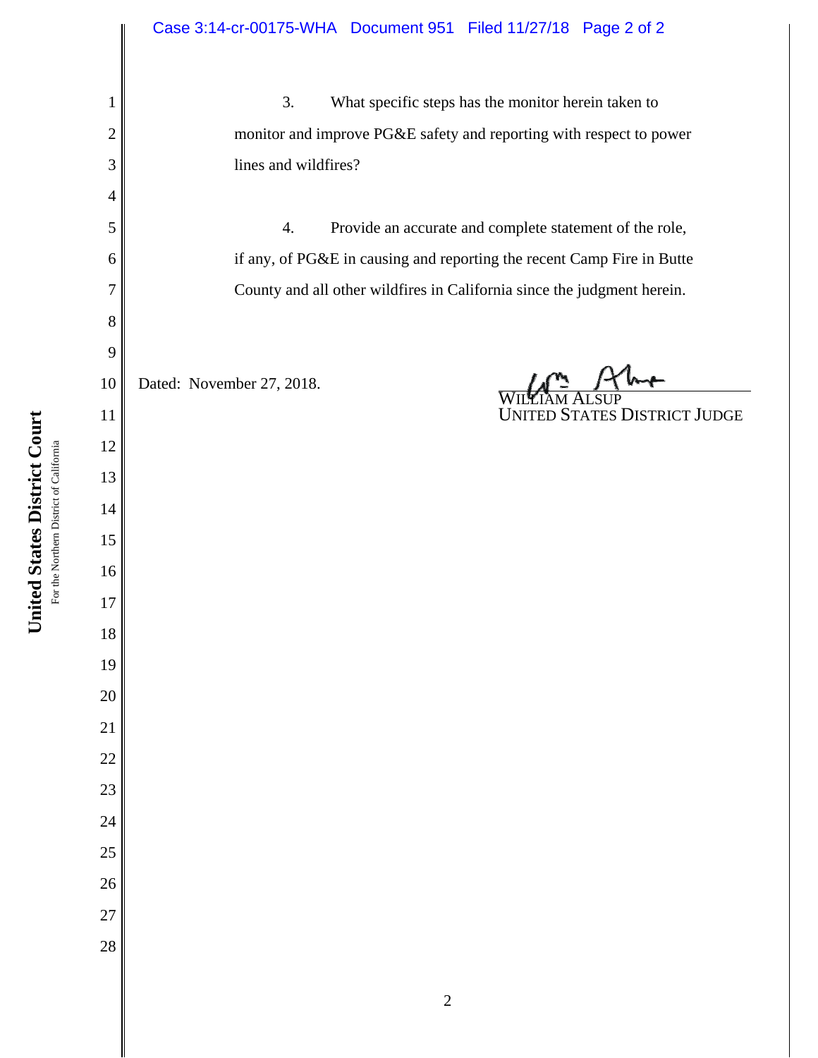3. What specific steps has the monitor herein taken to monitor and improve PG&E safety and reporting with respect to power lines and wildfires?

4. Provide an accurate and complete statement of the role, if any, of PG&E in causing and reporting the recent Camp Fire in Butte County and all other wildfires in California since the judgment herein.

Dated: November 27, 2018.

WILLIAM ALSUP
UNITED STATES DISTRICT JUDGE